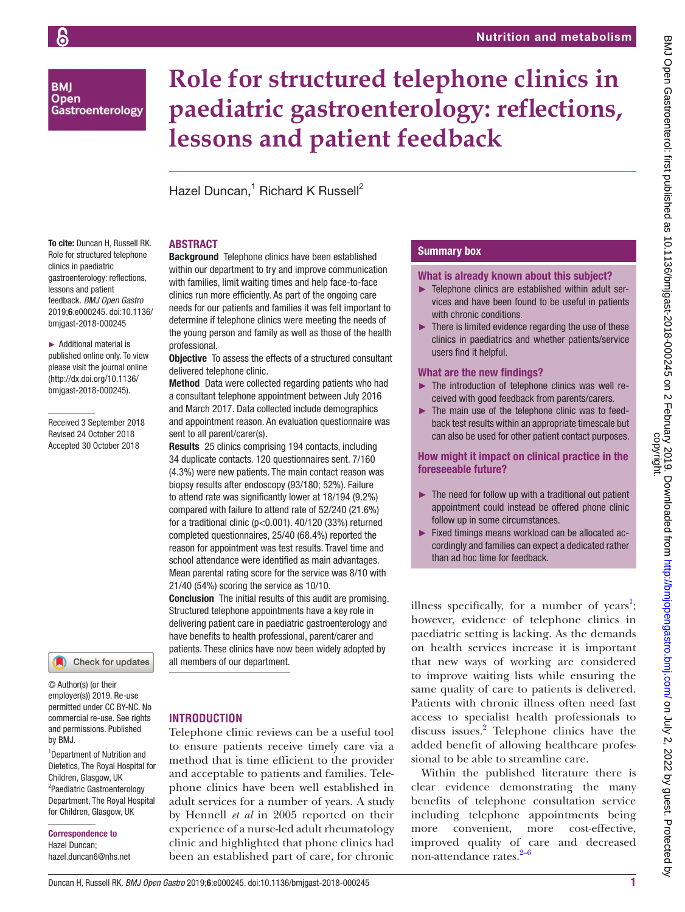# Role for structured telephone clinics in paediatric gastroenterology: reflections, lessons and patient feedback

Hazel Duncan,[1] Richard K Russell[2]

**To cite:** Duncan H, Russell RK. Role for structured telephone clinics in paediatric gastroenterology: reflections, lessons and patient feedback. *BMJ Open Gastro* 2019;**6**:e000245. doi:10.1136/bmjgast-2018-000245

► Additional material is published online only. To view please visit the journal online (http://dx.doi.org/10.1136/bmjgast-2018-000245).

Received 3 September 2018
Revised 24 October 2018
Accepted 30 October 2018

© Author(s) (or their employer(s)) 2019. Re-use permitted under CC BY-NC. No commercial re-use. See rights and permissions. Published by BMJ.

[1]Department of Nutrition and Dietetics, The Royal Hospital for Children, Glasgow, UK
[2]Paediatric Gastroenterology Department, The Royal Hospital for Children, Glasgow, UK

**Correspondence to**
Hazel Duncan;
hazel.duncan6@nhs.net

## ABSTRACT

**Background** Telephone clinics have been established within our department to try and improve communication with families, limit waiting times and help face-to-face clinics run more efficiently. As part of the ongoing care needs for our patients and families it was felt important to determine if telephone clinics were meeting the needs of the young person and family as well as those of the health professional.

**Objective** To assess the effects of a structured consultant delivered telephone clinic.

**Method** Data were collected regarding patients who had a consultant telephone appointment between July 2016 and March 2017. Data collected include demographics and appointment reason. An evaluation questionnaire was sent to all parent/carer(s).

**Results** 25 clinics comprising 194 contacts, including 34 duplicate contacts. 120 questionnaires sent. 7/160 (4.3%) were new patients. The main contact reason was biopsy results after endoscopy (93/180; 52%). Failure to attend rate was significantly lower at 18/194 (9.2%) compared with failure to attend rate of 52/240 (21.6%) for a traditional clinic ($p<0.001$). 40/120 (33%) returned completed questionnaires, 25/40 (68.4%) reported the reason for appointment was test results. Travel time and school attendance were identified as main advantages. Mean parental rating score for the service was 8/10 with 21/40 (54%) scoring the service as 10/10.

**Conclusion** The initial results of this audit are promising. Structured telephone appointments have a key role in delivering patient care in paediatric gastroenterology and have benefits to health professional, parent/carer and patients. These clinics have now been widely adopted by all members of our department.

## Summary box

**What is already known about this subject?**

- Telephone clinics are established within adult services and have been found to be useful in patients with chronic conditions.
- There is limited evidence regarding the use of these clinics in paediatrics and whether patients/service users find it helpful.

**What are the new findings?**

- The introduction of telephone clinics was well received with good feedback from parents/carers.
- The main use of the telephone clinic was to feedback test results within an appropriate timescale but can also be used for other patient contact purposes.

**How might it impact on clinical practice in the foreseeable future?**

- The need for follow up with a traditional out patient appointment could instead be offered phone clinic follow up in some circumstances.
- Fixed timings means workload can be allocated accordingly and families can expect a dedicated rather than ad hoc time for feedback.

## INTRODUCTION

Telephone clinic reviews can be a useful tool to ensure patients receive timely care via a method that is time efficient to the provider and acceptable to patients and families. Telephone clinics have been well established in adult services for a number of years. A study by Hennell *et al* in 2005 reported on their experience of a nurse-led adult rheumatology clinic and highlighted that phone clinics had been an established part of care, for chronic illness specifically, for a number of years[1]; however, evidence of telephone clinics in paediatric setting is lacking. As the demands on health services increase it is important that new ways of working are considered to improve waiting lists while ensuring the same quality of care to patients is delivered. Patients with chronic illness often need fast access to specialist health professionals to discuss issues.[2] Telephone clinics have the added benefit of allowing healthcare professional to be able to streamline care.

Within the published literature there is clear evidence demonstrating the many benefits of telephone consultation service including telephone appointments being more convenient, more cost-effective, improved quality of care and decreased non-attendance rates.[2–6]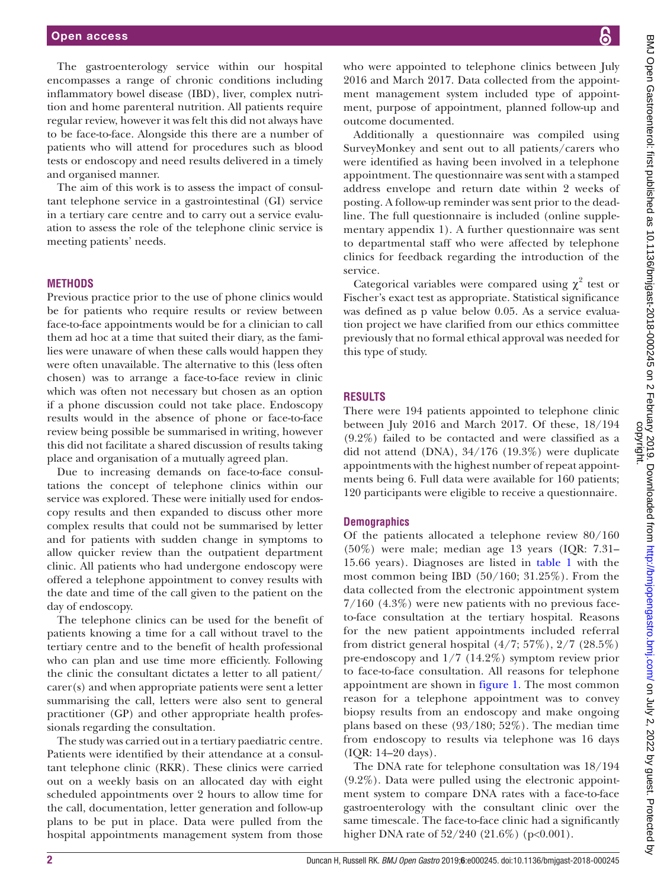The gastroenterology service within our hospital encompasses a range of chronic conditions including inflammatory bowel disease (IBD), liver, complex nutrition and home parenteral nutrition. All patients require regular review, however it was felt this did not always have to be face-to-face. Alongside this there are a number of patients who will attend for procedures such as blood tests or endoscopy and need results delivered in a timely and organised manner.

The aim of this work is to assess the impact of consultant telephone service in a gastrointestinal (GI) service in a tertiary care centre and to carry out a service evaluation to assess the role of the telephone clinic service is meeting patients' needs.

## METHODS

Previous practice prior to the use of phone clinics would be for patients who require results or review between face-to-face appointments would be for a clinician to call them ad hoc at a time that suited their diary, as the families were unaware of when these calls would happen they were often unavailable. The alternative to this (less often chosen) was to arrange a face-to-face review in clinic which was often not necessary but chosen as an option if a phone discussion could not take place. Endoscopy results would in the absence of phone or face-to-face review being possible be summarised in writing, however this did not facilitate a shared discussion of results taking place and organisation of a mutually agreed plan.

Due to increasing demands on face-to-face consultations the concept of telephone clinics within our service was explored. These were initially used for endoscopy results and then expanded to discuss other more complex results that could not be summarised by letter and for patients with sudden change in symptoms to allow quicker review than the outpatient department clinic. All patients who had undergone endoscopy were offered a telephone appointment to convey results with the date and time of the call given to the patient on the day of endoscopy.

The telephone clinics can be used for the benefit of patients knowing a time for a call without travel to the tertiary centre and to the benefit of health professional who can plan and use time more efficiently. Following the clinic the consultant dictates a letter to all patient/carer(s) and when appropriate patients were sent a letter summarising the call, letters were also sent to general practitioner (GP) and other appropriate health professionals regarding the consultation.

The study was carried out in a tertiary paediatric centre. Patients were identified by their attendance at a consultant telephone clinic (RKR). These clinics were carried out on a weekly basis on an allocated day with eight scheduled appointments over 2 hours to allow time for the call, documentation, letter generation and follow-up plans to be put in place. Data were pulled from the hospital appointments management system from those who were appointed to telephone clinics between July 2016 and March 2017. Data collected from the appointment management system included type of appointment, purpose of appointment, planned follow-up and outcome documented.

Additionally a questionnaire was compiled using SurveyMonkey and sent out to all patients/carers who were identified as having been involved in a telephone appointment. The questionnaire was sent with a stamped address envelope and return date within 2 weeks of posting. A follow-up reminder was sent prior to the deadline. The full questionnaire is included (online supplementary appendix 1). A further questionnaire was sent to departmental staff who were affected by telephone clinics for feedback regarding the introduction of the service.

Categorical variables were compared using $\chi^2$ test or Fischer's exact test as appropriate. Statistical significance was defined as p value below 0.05. As a service evaluation project we have clarified from our ethics committee previously that no formal ethical approval was needed for this type of study.

## RESULTS

There were 194 patients appointed to telephone clinic between July 2016 and March 2017. Of these, 18/194 (9.2%) failed to be contacted and were classified as a did not attend (DNA), 34/176 (19.3%) were duplicate appointments with the highest number of repeat appointments being 6. Full data were available for 160 patients; 120 participants were eligible to receive a questionnaire.

### Demographics

Of the patients allocated a telephone review 80/160 (50%) were male; median age 13 years (IQR: 7.31–15.66 years). Diagnoses are listed in table 1 with the most common being IBD (50/160; 31.25%). From the data collected from the electronic appointment system 7/160 (4.3%) were new patients with no previous face-to-face consultation at the tertiary hospital. Reasons for the new patient appointments included referral from district general hospital (4/7; 57%), 2/7 (28.5%) pre-endoscopy and 1/7 (14.2%) symptom review prior to face-to-face consultation. All reasons for telephone appointment are shown in figure 1. The most common reason for a telephone appointment was to convey biopsy results from an endoscopy and make ongoing plans based on these (93/180; 52%). The median time from endoscopy to results via telephone was 16 days (IQR: 14–20 days).

The DNA rate for telephone consultation was 18/194 (9.2%). Data were pulled using the electronic appointment system to compare DNA rates with a face-to-face gastroenterology with the consultant clinic over the same timescale. The face-to-face clinic had a significantly higher DNA rate of 52/240 (21.6%) ($p<0.001$).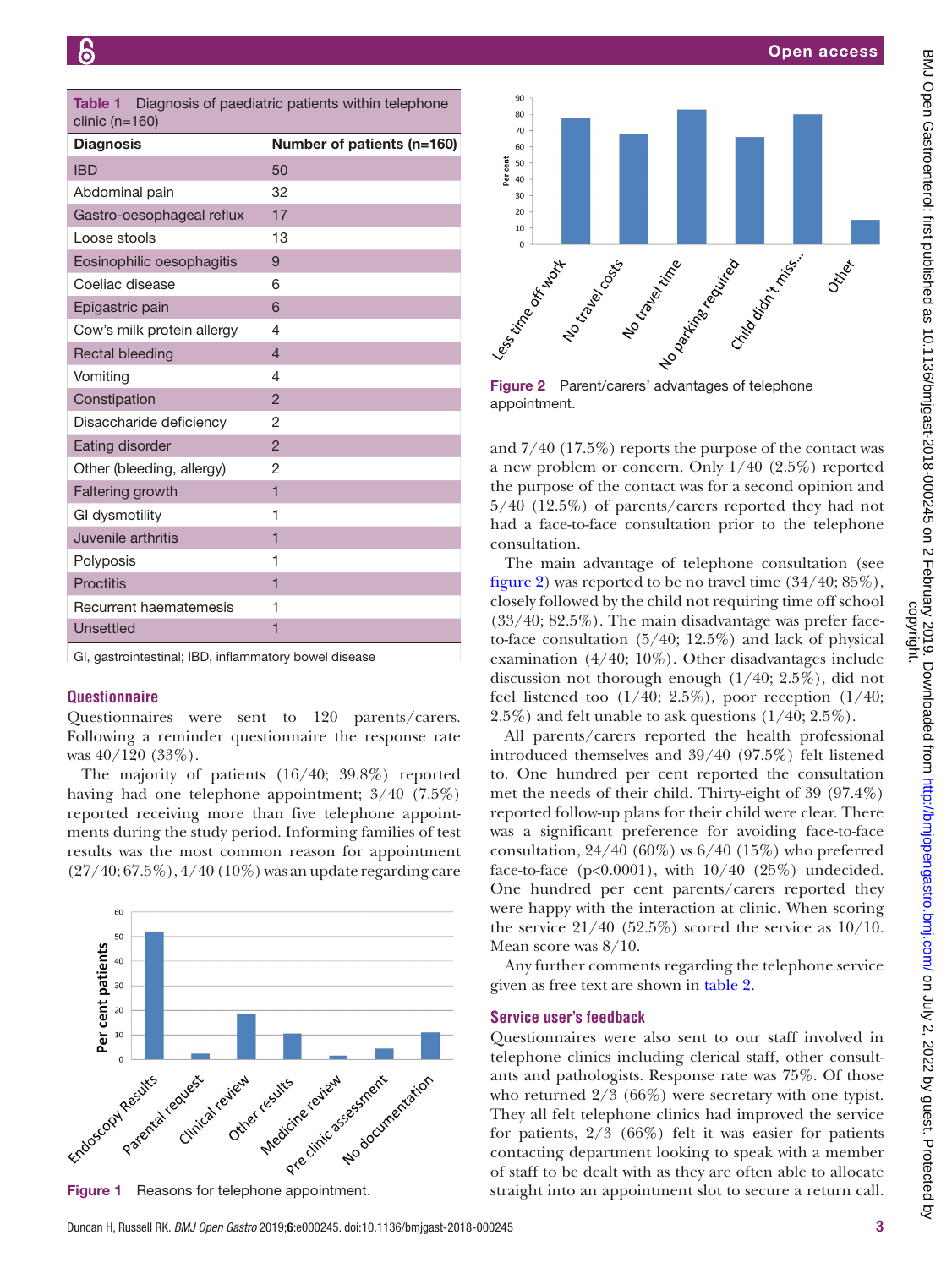**Table 1** Diagnosis of paediatric patients within telephone clinic (n=160)

| Diagnosis | Number of patients (n=160) |
|---|---|
| IBD | 50 |
| Abdominal pain | 32 |
| Gastro-oesophageal reflux | 17 |
| Loose stools | 13 |
| Eosinophilic oesophagitis | 9 |
| Coeliac disease | 6 |
| Epigastric pain | 6 |
| Cow's milk protein allergy | 4 |
| Rectal bleeding | 4 |
| Vomiting | 4 |
| Constipation | 2 |
| Disaccharide deficiency | 2 |
| Eating disorder | 2 |
| Other (bleeding, allergy) | 2 |
| Faltering growth | 1 |
| GI dysmotility | 1 |
| Juvenile arthritis | 1 |
| Polyposis | 1 |
| Proctitis | 1 |
| Recurrent haematemesis | 1 |
| Unsettled | 1 |

GI, gastrointestinal; IBD, inflammatory bowel disease

## Questionnaire

Questionnaires were sent to 120 parents/carers. Following a reminder questionnaire the response rate was 40/120 (33%).

The majority of patients (16/40; 39.8%) reported having had one telephone appointment; 3/40 (7.5%) reported receiving more than five telephone appointments during the study period. Informing families of test results was the most common reason for appointment (27/40; 67.5%), 4/40 (10%) was an update regarding care and 7/40 (17.5%) reports the purpose of the contact was a new problem or concern. Only 1/40 (2.5%) reported the purpose of the contact was for a second opinion and 5/40 (12.5%) of parents/carers reported they had not had a face-to-face consultation prior to the telephone consultation.

**Figure 1** Reasons for telephone appointment.

**Figure 2** Parent/carers' advantages of telephone appointment.

The main advantage of telephone consultation (see figure 2) was reported to be no travel time (34/40; 85%), closely followed by the child not requiring time off school (33/40; 82.5%). The main disadvantage was prefer face-to-face consultation (5/40; 12.5%) and lack of physical examination (4/40; 10%). Other disadvantages include discussion not thorough enough (1/40; 2.5%), did not feel listened too (1/40; 2.5%), poor reception (1/40; 2.5%) and felt unable to ask questions (1/40; 2.5%).

All parents/carers reported the health professional introduced themselves and 39/40 (97.5%) felt listened to. One hundred per cent reported the consultation met the needs of their child. Thirty-eight of 39 (97.4%) reported follow-up plans for their child were clear. There was a significant preference for avoiding face-to-face consultation, 24/40 (60%) vs 6/40 (15%) who preferred face-to-face ($p<0.0001$), with 10/40 (25%) undecided. One hundred per cent parents/carers reported they were happy with the interaction at clinic. When scoring the service 21/40 (52.5%) scored the service as 10/10. Mean score was 8/10.

Any further comments regarding the telephone service given as free text are shown in table 2.

## Service user's feedback

Questionnaires were also sent to our staff involved in telephone clinics including clerical staff, other consultants and pathologists. Response rate was 75%. Of those who returned 2/3 (66%) were secretary with one typist. They all felt telephone clinics had improved the service for patients, 2/3 (66%) felt it was easier for patients contacting department looking to speak with a member of staff to be dealt with as they are often able to allocate straight into an appointment slot to secure a return call.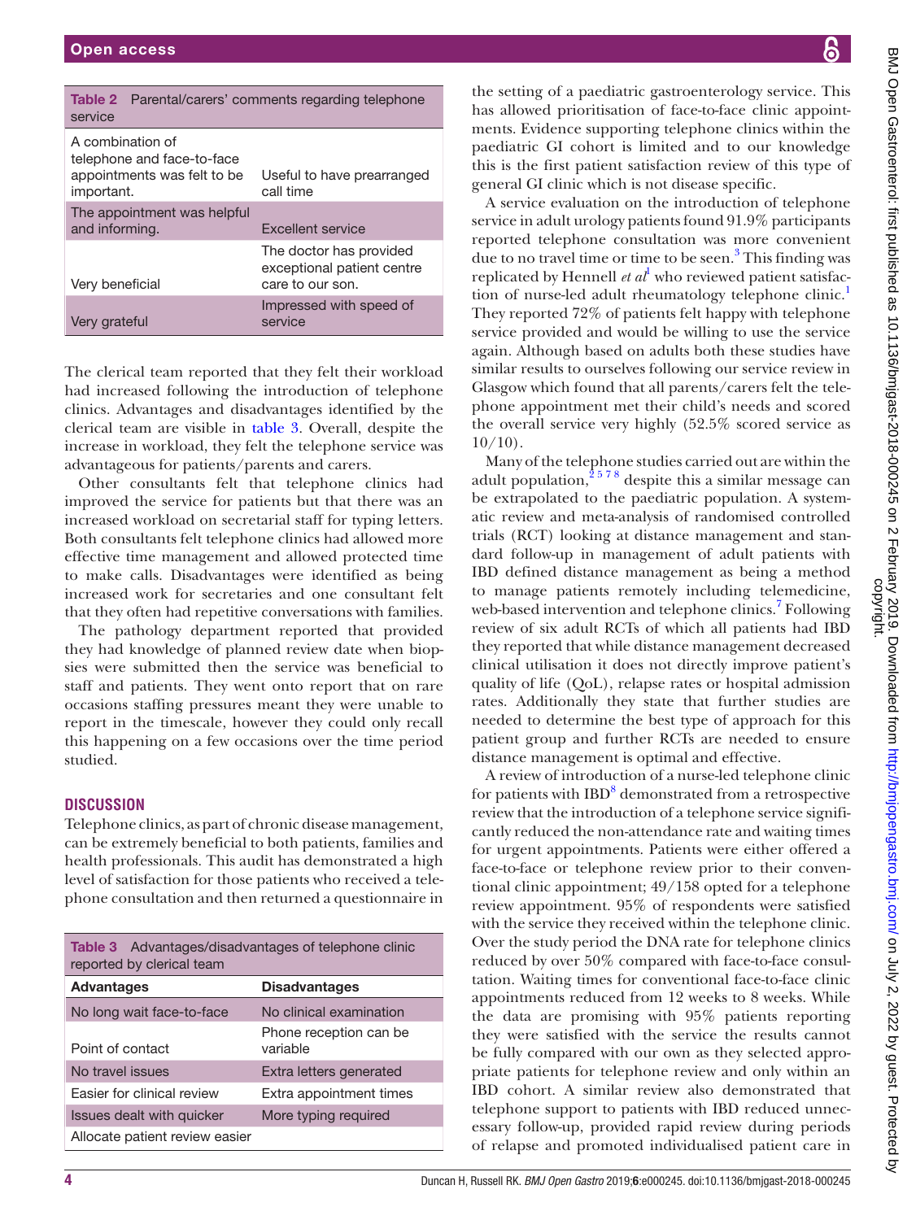**Table 2** Parental/carers' comments regarding telephone service

| | |
|---|---|
| A combination of telephone and face-to-face appointments was felt to be important. | Useful to have prearranged call time |
| The appointment was helpful and informing. | Excellent service |
| Very beneficial | The doctor has provided exceptional patient centre care to our son. |
| Very grateful | Impressed with speed of service |

The clerical team reported that they felt their workload had increased following the introduction of telephone clinics. Advantages and disadvantages identified by the clerical team are visible in table 3. Overall, despite the increase in workload, they felt the telephone service was advantageous for patients/parents and carers.

Other consultants felt that telephone clinics had improved the service for patients but that there was an increased workload on secretarial staff for typing letters. Both consultants felt telephone clinics had allowed more effective time management and allowed protected time to make calls. Disadvantages were identified as being increased work for secretaries and one consultant felt that they often had repetitive conversations with families.

The pathology department reported that provided they had knowledge of planned review date when biopsies were submitted then the service was beneficial to staff and patients. They went onto report that on rare occasions staffing pressures meant they were unable to report in the timescale, however they could only recall this happening on a few occasions over the time period studied.

## DISCUSSION

Telephone clinics, as part of chronic disease management, can be extremely beneficial to both patients, families and health professionals. This audit has demonstrated a high level of satisfaction for those patients who received a telephone consultation and then returned a questionnaire in the setting of a paediatric gastroenterology service. This has allowed prioritisation of face-to-face clinic appointments. Evidence supporting telephone clinics within the paediatric GI cohort is limited and to our knowledge this is the first patient satisfaction review of this type of general GI clinic which is not disease specific.

**Table 3** Advantages/disadvantages of telephone clinic reported by clerical team

| Advantages | Disadvantages |
|---|---|
| No long wait face-to-face | No clinical examination |
| Point of contact | Phone reception can be variable |
| No travel issues | Extra letters generated |
| Easier for clinical review | Extra appointment times |
| Issues dealt with quicker | More typing required |
| Allocate patient review easier | |

A service evaluation on the introduction of telephone service in adult urology patients found 91.9% participants reported telephone consultation was more convenient due to no travel time or time to be seen.[3] This finding was replicated by Hennell *et al*[1] who reviewed patient satisfaction of nurse-led adult rheumatology telephone clinic.[1] They reported 72% of patients felt happy with telephone service provided and would be willing to use the service again. Although based on adults both these studies have similar results to ourselves following our service review in Glasgow which found that all parents/carers felt the telephone appointment met their child's needs and scored the overall service very highly (52.5% scored service as 10/10).

Many of the telephone studies carried out are within the adult population,[2 5 7 8] despite this a similar message can be extrapolated to the paediatric population. A systematic review and meta-analysis of randomised controlled trials (RCT) looking at distance management and standard follow-up in management of adult patients with IBD defined distance management as being a method to manage patients remotely including telemedicine, web-based intervention and telephone clinics.[7] Following review of six adult RCTs of which all patients had IBD they reported that while distance management decreased clinical utilisation it does not directly improve patient's quality of life (QoL), relapse rates or hospital admission rates. Additionally they state that further studies are needed to determine the best type of approach for this patient group and further RCTs are needed to ensure distance management is optimal and effective.

A review of introduction of a nurse-led telephone clinic for patients with IBD[8] demonstrated from a retrospective review that the introduction of a telephone service significantly reduced the non-attendance rate and waiting times for urgent appointments. Patients were either offered a face-to-face or telephone review prior to their conventional clinic appointment; 49/158 opted for a telephone review appointment. 95% of respondents were satisfied with the service they received within the telephone clinic. Over the study period the DNA rate for telephone clinics reduced by over 50% compared with face-to-face consultation. Waiting times for conventional face-to-face clinic appointments reduced from 12 weeks to 8 weeks. While the data are promising with 95% patients reporting they were satisfied with the service the results cannot be fully compared with our own as they selected appropriate patients for telephone review and only within an IBD cohort. A similar review also demonstrated that telephone support to patients with IBD reduced unnecessary follow-up, provided rapid review during periods of relapse and promoted individualised patient care in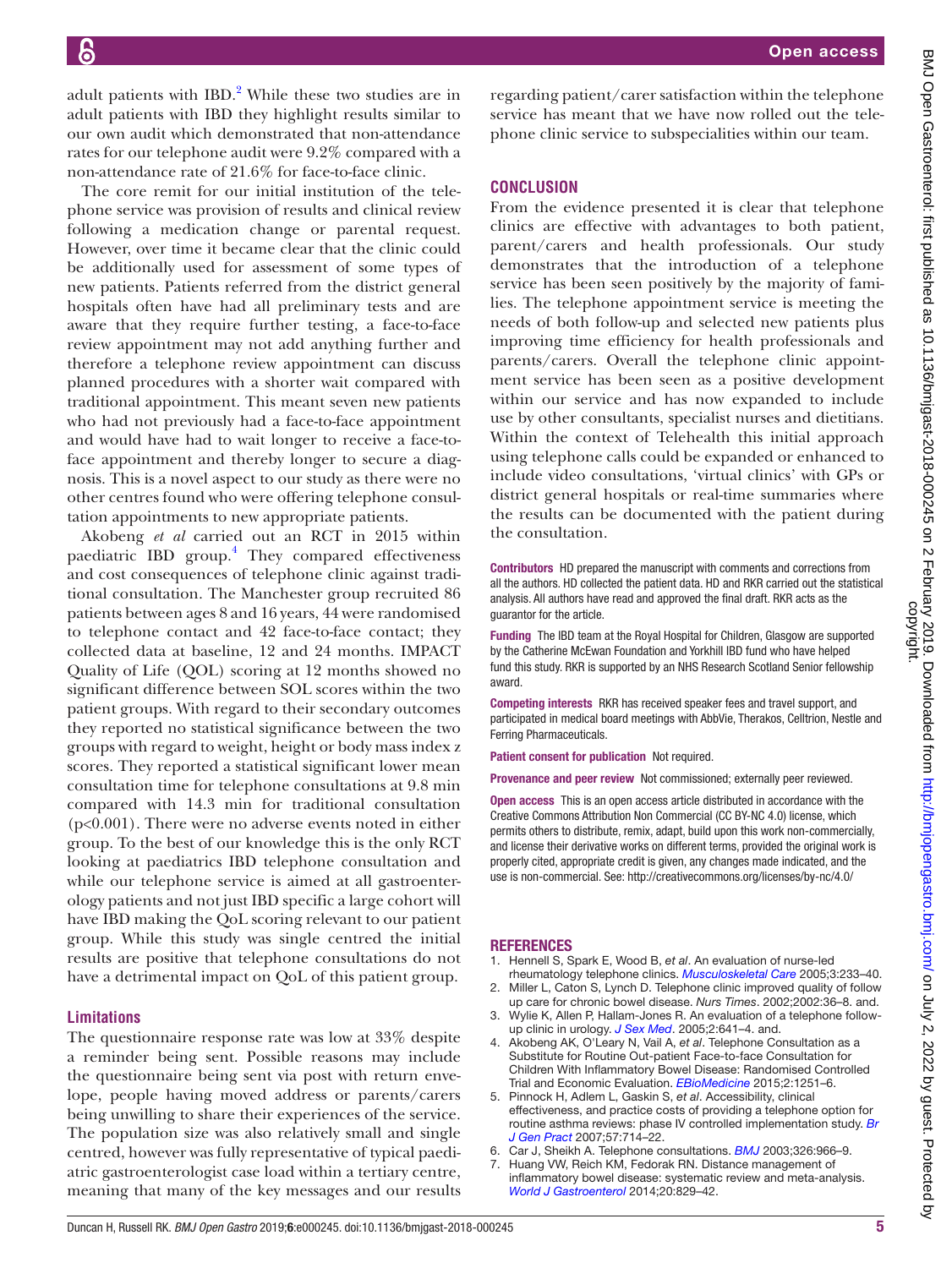adult patients with IBD.[2] While these two studies are in adult patients with IBD they highlight results similar to our own audit which demonstrated that non-attendance rates for our telephone audit were 9.2% compared with a non-attendance rate of 21.6% for face-to-face clinic.

The core remit for our initial institution of the telephone service was provision of results and clinical review following a medication change or parental request. However, over time it became clear that the clinic could be additionally used for assessment of some types of new patients. Patients referred from the district general hospitals often have had all preliminary tests and are aware that they require further testing, a face-to-face review appointment may not add anything further and therefore a telephone review appointment can discuss planned procedures with a shorter wait compared with traditional appointment. This meant seven new patients who had not previously had a face-to-face appointment and would have had to wait longer to receive a face-to-face appointment and thereby longer to secure a diagnosis. This is a novel aspect to our study as there were no other centres found who were offering telephone consultation appointments to new appropriate patients.

Akobeng *et al* carried out an RCT in 2015 within paediatric IBD group.[4] They compared effectiveness and cost consequences of telephone clinic against traditional consultation. The Manchester group recruited 86 patients between ages 8 and 16 years, 44 were randomised to telephone contact and 42 face-to-face contact; they collected data at baseline, 12 and 24 months. IMPACT Quality of Life (QOL) scoring at 12 months showed no significant difference between SOL scores within the two patient groups. With regard to their secondary outcomes they reported no statistical significance between the two groups with regard to weight, height or body mass index z scores. They reported a statistical significant lower mean consultation time for telephone consultations at 9.8 min compared with 14.3 min for traditional consultation ($p<0.001$). There were no adverse events noted in either group. To the best of our knowledge this is the only RCT looking at paediatrics IBD telephone consultation and while our telephone service is aimed at all gastroenterology patients and not just IBD specific a large cohort will have IBD making the QoL scoring relevant to our patient group. While this study was single centred the initial results are positive that telephone consultations do not have a detrimental impact on QoL of this patient group.

### Limitations

The questionnaire response rate was low at 33% despite a reminder being sent. Possible reasons may include the questionnaire being sent via post with return envelope, people having moved address or parents/carers being unwilling to share their experiences of the service. The population size was also relatively small and single centred, however was fully representative of typical paediatric gastroenterologist case load within a tertiary centre, meaning that many of the key messages and our results regarding patient/carer satisfaction within the telephone service has meant that we have now rolled out the telephone clinic service to subspecialities within our team.

## CONCLUSION

From the evidence presented it is clear that telephone clinics are effective with advantages to both patient, parent/carers and health professionals. Our study demonstrates that the introduction of a telephone service has been seen positively by the majority of families. The telephone appointment service is meeting the needs of both follow-up and selected new patients plus improving time efficiency for health professionals and parents/carers. Overall the telephone clinic appointment service has been seen as a positive development within our service and has now expanded to include use by other consultants, specialist nurses and dietitians. Within the context of Telehealth this initial approach using telephone calls could be expanded or enhanced to include video consultations, 'virtual clinics' with GPs or district general hospitals or real-time summaries where the results can be documented with the patient during the consultation.

**Contributors** HD prepared the manuscript with comments and corrections from all the authors. HD collected the patient data. HD and RKR carried out the statistical analysis. All authors have read and approved the final draft. RKR acts as the guarantor for the article.

**Funding** The IBD team at the Royal Hospital for Children, Glasgow are supported by the Catherine McEwan Foundation and Yorkhill IBD fund who have helped fund this study. RKR is supported by an NHS Research Scotland Senior fellowship award.

**Competing interests** RKR has received speaker fees and travel support, and participated in medical board meetings with AbbVie, Therakos, Celltrion, Nestle and Ferring Pharmaceuticals.

**Patient consent for publication** Not required.

**Provenance and peer review** Not commissioned; externally peer reviewed.

**Open access** This is an open access article distributed in accordance with the Creative Commons Attribution Non Commercial (CC BY-NC 4.0) license, which permits others to distribute, remix, adapt, build upon this work non-commercially, and license their derivative works on different terms, provided the original work is properly cited, appropriate credit is given, any changes made indicated, and the use is non-commercial. See: http://creativecommons.org/licenses/by-nc/4.0/

## REFERENCES

1. Hennell S, Spark E, Wood B, *et al*. An evaluation of nurse-led rheumatology telephone clinics. *Musculoskeletal Care* 2005;3:233–40.
2. Miller L, Caton S, Lynch D. Telephone clinic improved quality of follow up care for chronic bowel disease. *Nurs Times*. 2002;2002:36–8. and.
3. Wylie K, Allen P, Hallam-Jones R. An evaluation of a telephone follow-up clinic in urology. *J Sex Med*. 2005;2:641–4. and.
4. Akobeng AK, O'Leary N, Vail A, *et al*. Telephone Consultation as a Substitute for Routine Out-patient Face-to-face Consultation for Children With Inflammatory Bowel Disease: Randomised Controlled Trial and Economic Evaluation. *EBioMedicine* 2015;2:1251–6.
5. Pinnock H, Adlem L, Gaskin S, *et al*. Accessibility, clinical effectiveness, and practice costs of providing a telephone option for routine asthma reviews: phase IV controlled implementation study. *Br J Gen Pract* 2007;57:714–22.
6. Car J, Sheikh A. Telephone consultations. *BMJ* 2003;326:966–9.
7. Huang VW, Reich KM, Fedorak RN. Distance management of inflammatory bowel disease: systematic review and meta-analysis. *World J Gastroenterol* 2014;20:829–42.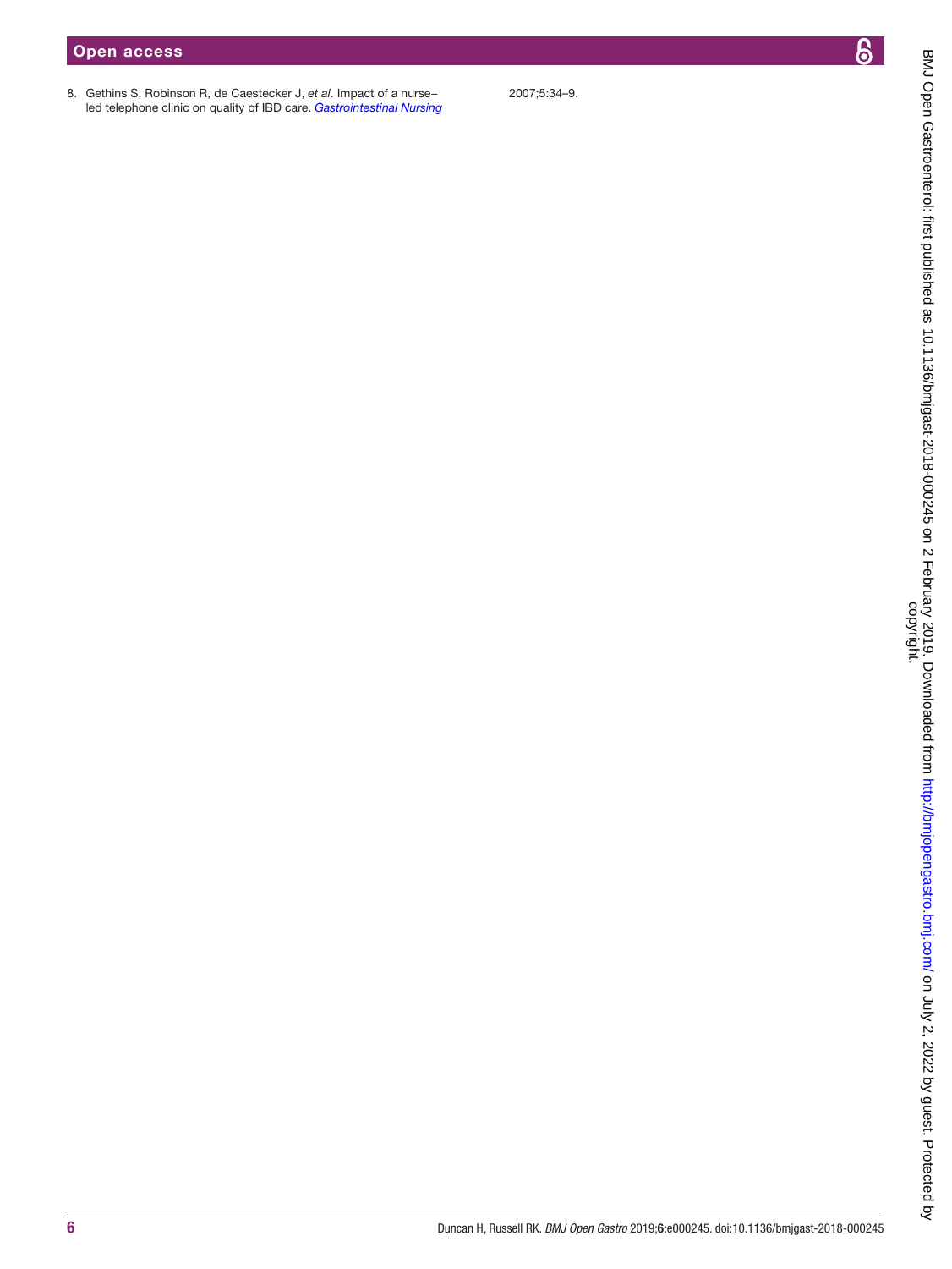8. Gethins S, Robinson R, de Caestecker J, *et al*. Impact of a nurse–led telephone clinic on quality of IBD care. *Gastrointestinal Nursing* 2007;5:34–9.